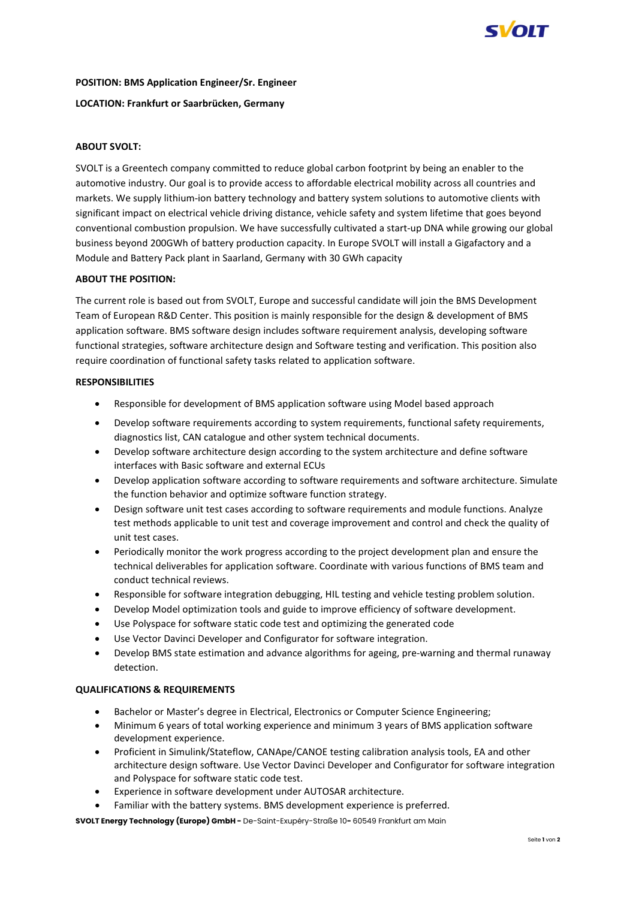**POSITION: BMS Application Engineer/Sr. Engineer**

**LOCATION: Frankfurt or Saarbrücken, Germany**

**ABOUT SVOLT:**

SVOLT is a Greentech company committed to reduce global carbon footprint by being an enabler to the automotive industry. Our goal is to provide access to affordable electrical mobility across all countries and markets. We supply lithium-ion battery technology and battery system solutions to automotive clients with significant impact on electrical vehicle driving distance, vehicle safety and system lifetime that goes beyond conventional combustion propulsion. We have successfully cultivated a start-up DNA while growing our global business beyond 200GWh of battery production capacity. In Europe SVOLT will install a Gigafactory and a Module and Battery Pack plant in Saarland, Germany with 30 GWh capacity

**ABOUT THE POSITION:**

The current role is based out from SVOLT, Europe and successful candidate will join the BMS Development Team of European R&D Center. This position is mainly responsible for the design & development of BMS application software. BMS software design includes software requirement analysis, developing software functional strategies, software architecture design and Software testing and verification. This position also require coordination of functional safety tasks related to application software.

**RESPONSIBILITIES**

- Responsible for development of BMS application software using Model based approach
- Develop software requirements according to system requirements, functional safety requirements, diagnostics list, CAN catalogue and other system technical documents.
- Develop software architecture design according to the system architecture and define software interfaces with Basic software and external ECUs
- Develop application software according to software requirements and software architecture. Simulate the function behavior and optimize software function strategy.
- Design software unit test cases according to software requirements and module functions. Analyze test methods applicable to unit test and coverage improvement and control and check the quality of unit test cases.
- Periodically monitor the work progress according to the project development plan and ensure the technical deliverables for application software. Coordinate with various functions of BMS team and conduct technical reviews.
- Responsible for software integration debugging, HIL testing and vehicle testing problem solution.
- Develop Model optimization tools and guide to improve efficiency of software development.
- Use Polyspace for software static code test and optimizing the generated code
- Use Vector Davinci Developer and Configurator for software integration.
- Develop BMS state estimation and advance algorithms for ageing, pre-warning and thermal runaway detection.

**QUALIFICATIONS & REQUIREMENTS**

- Bachelor or Master's degree in Electrical, Electronics or Computer Science Engineering;
- Minimum 6 years of total working experience and minimum 3 years of BMS application software development experience.
- Proficient in Simulink/Stateflow, CANApe/CANOE testing calibration analysis tools, EA and other architecture design software. Use Vector Davinci Developer and Configurator for software integration and Polyspace for software static code test.
- Experience in software development under AUTOSAR architecture.
- Familiar with the battery systems. BMS development experience is preferred.

**SVOLT Energy Technology (Europe) GmbH -** De-Saint-Exupéry-Straße 10- 60549 Frankfurt am Main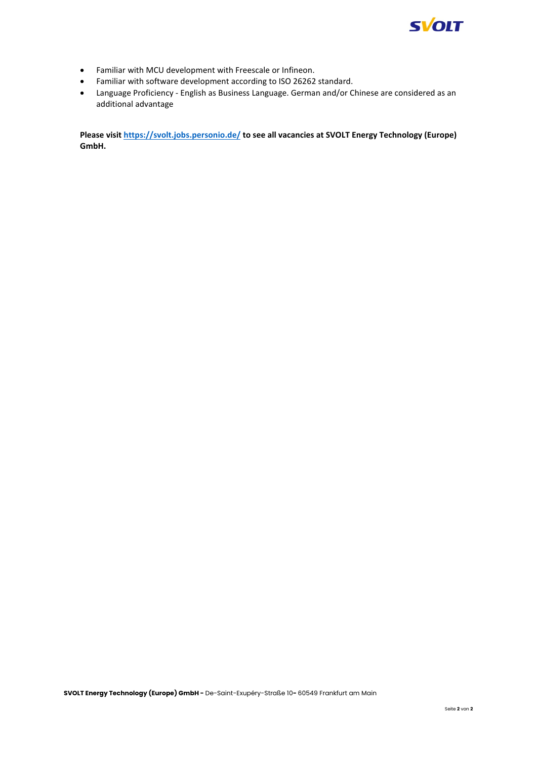- Familiar with MCU development with Freescale or Infineon.
- Familiar with software development according to ISO 26262 standard.
- Language Proficiency - English as Business Language. German and/or Chinese are considered as an additional advantage

**Please visit [https://svolt.jobs.personio.de/](https://svolt.jobs.personio.de/) to see all vacancies at SVOLT Energy Technology (Europe) GmbH.**